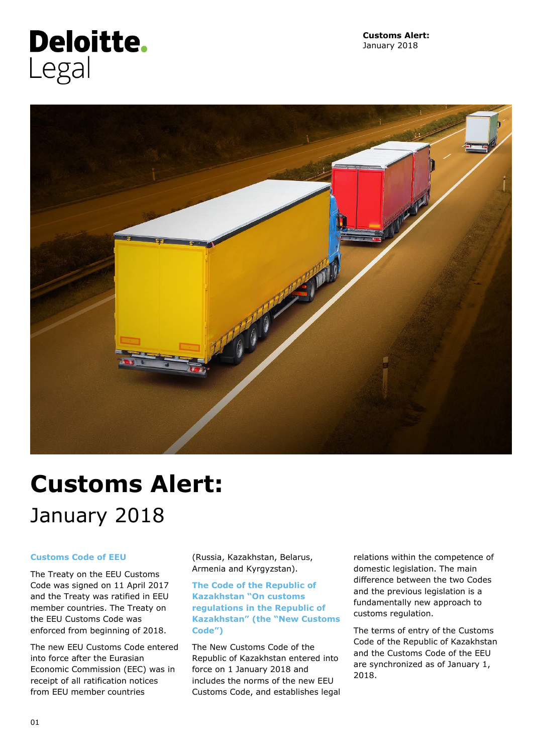Deloitte.
Legal

Customs Alert:
January 2018

# Customs Alert:
January 2018

### Customs Code of EEU

The Treaty on the EEU Customs Code was signed on 11 April 2017 and the Treaty was ratified in EEU member countries. The Treaty on the EEU Customs Code was enforced from beginning of 2018.

The new EEU Customs Code entered into force after the Eurasian Economic Commission (EEC) was in receipt of all ratification notices from EEU member countries (Russia, Kazakhstan, Belarus, Armenia and Kyrgyzstan).

### The Code of the Republic of Kazakhstan "On customs regulations in the Republic of Kazakhstan" (the "New Customs Code")

The New Customs Code of the Republic of Kazakhstan entered into force on 1 January 2018 and includes the norms of the new EEU Customs Code, and establishes legal relations within the competence of domestic legislation. The main difference between the two Codes and the previous legislation is a fundamentally new approach to customs regulation.

The terms of entry of the Customs Code of the Republic of Kazakhstan and the Customs Code of the EEU are synchronized as of January 1, 2018.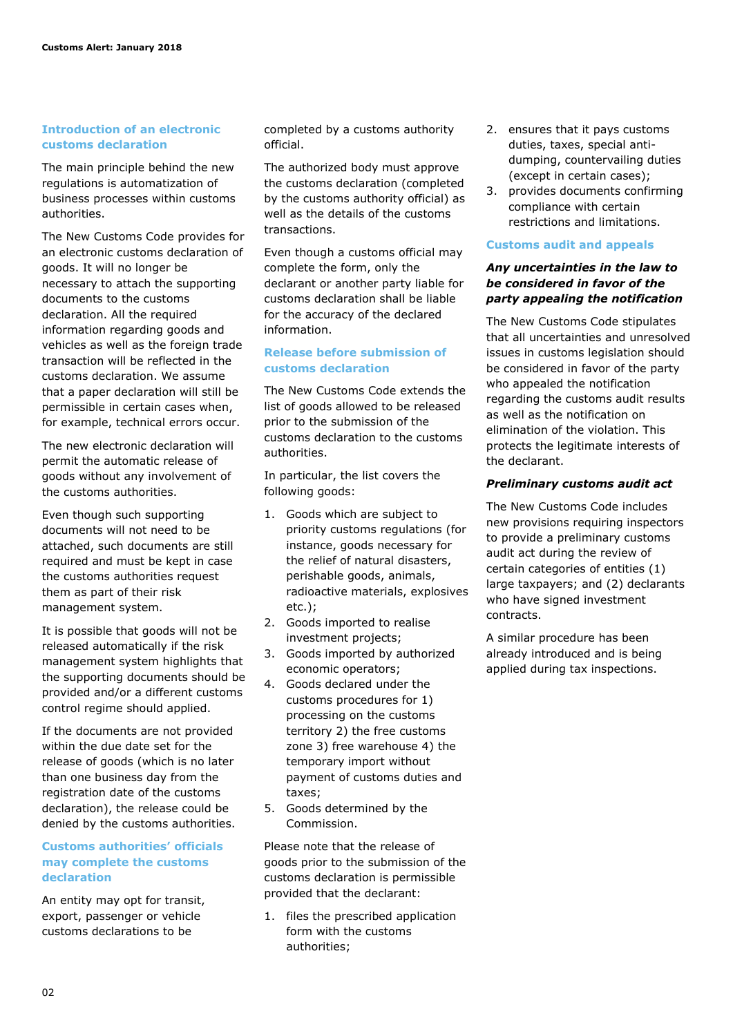## Introduction of an electronic customs declaration

The main principle behind the new regulations is automatization of business processes within customs authorities.

The New Customs Code provides for an electronic customs declaration of goods. It will no longer be necessary to attach the supporting documents to the customs declaration. All the required information regarding goods and vehicles as well as the foreign trade transaction will be reflected in the customs declaration. We assume that a paper declaration will still be permissible in certain cases when, for example, technical errors occur.

The new electronic declaration will permit the automatic release of goods without any involvement of the customs authorities.

Even though such supporting documents will not need to be attached, such documents are still required and must be kept in case the customs authorities request them as part of their risk management system.

It is possible that goods will not be released automatically if the risk management system highlights that the supporting documents should be provided and/or a different customs control regime should applied.

If the documents are not provided within the due date set for the release of goods (which is no later than one business day from the registration date of the customs declaration), the release could be denied by the customs authorities.

## Customs authorities' officials may complete the customs declaration

An entity may opt for transit, export, passenger or vehicle customs declarations to be completed by a customs authority official.

The authorized body must approve the customs declaration (completed by the customs authority official) as well as the details of the customs transactions.

Even though a customs official may complete the form, only the declarant or another party liable for customs declaration shall be liable for the accuracy of the declared information.

## Release before submission of customs declaration

The New Customs Code extends the list of goods allowed to be released prior to the submission of the customs declaration to the customs authorities.

In particular, the list covers the following goods:

1. Goods which are subject to priority customs regulations (for instance, goods necessary for the relief of natural disasters, perishable goods, animals, radioactive materials, explosives etc.);
2. Goods imported to realise investment projects;
3. Goods imported by authorized economic operators;
4. Goods declared under the customs procedures for 1) processing on the customs territory 2) the free customs zone 3) free warehouse 4) the temporary import without payment of customs duties and taxes;
5. Goods determined by the Commission.

Please note that the release of goods prior to the submission of the customs declaration is permissible provided that the declarant:

1. files the prescribed application form with the customs authorities;
2. ensures that it pays customs duties, taxes, special anti-dumping, countervailing duties (except in certain cases);
3. provides documents confirming compliance with certain restrictions and limitations.

## Customs audit and appeals

### *Any uncertainties in the law to be considered in favor of the party appealing the notification*

The New Customs Code stipulates that all uncertainties and unresolved issues in customs legislation should be considered in favor of the party who appealed the notification regarding the customs audit results as well as the notification on elimination of the violation. This protects the legitimate interests of the declarant.

### *Preliminary customs audit act*

The New Customs Code includes new provisions requiring inspectors to provide a preliminary customs audit act during the review of certain categories of entities (1) large taxpayers; and (2) declarants who have signed investment contracts.

A similar procedure has been already introduced and is being applied during tax inspections.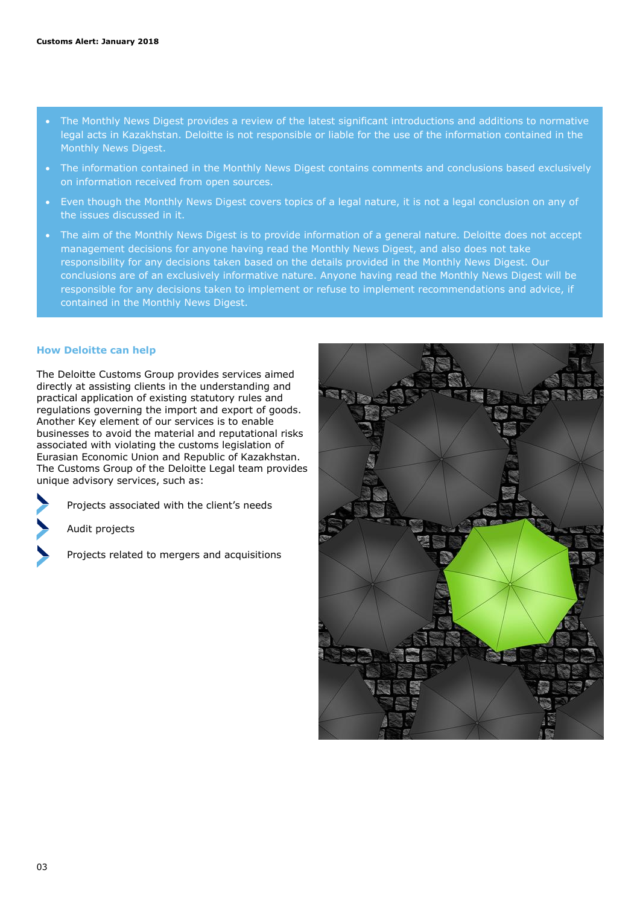- The Monthly News Digest provides a review of the latest significant introductions and additions to normative legal acts in Kazakhstan. Deloitte is not responsible or liable for the use of the information contained in the Monthly News Digest.
- The information contained in the Monthly News Digest contains comments and conclusions based exclusively on information received from open sources.
- Even though the Monthly News Digest covers topics of a legal nature, it is not a legal conclusion on any of the issues discussed in it.
- The aim of the Monthly News Digest is to provide information of a general nature. Deloitte does not accept management decisions for anyone having read the Monthly News Digest, and also does not take responsibility for any decisions taken based on the details provided in the Monthly News Digest. Our conclusions are of an exclusively informative nature. Anyone having read the Monthly News Digest will be responsible for any decisions taken to implement or refuse to implement recommendations and advice, if contained in the Monthly News Digest.

## How Deloitte can help

The Deloitte Customs Group provides services aimed directly at assisting clients in the understanding and practical application of existing statutory rules and regulations governing the import and export of goods. Another Key element of our services is to enable businesses to avoid the material and reputational risks associated with violating the customs legislation of Eurasian Economic Union and Republic of Kazakhstan. The Customs Group of the Deloitte Legal team provides unique advisory services, such as:

- Projects associated with the client's needs
- Audit projects
- Projects related to mergers and acquisitions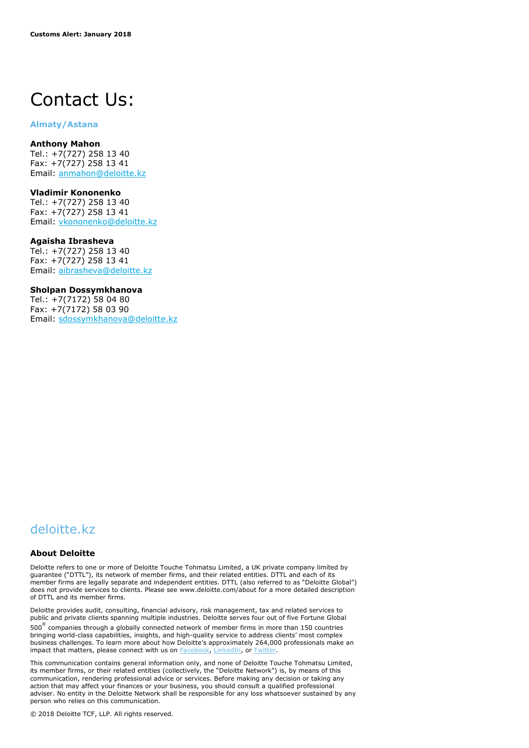# Contact Us:

**Almaty/Astana**

**Anthony Mahon**
Tel.: +7(727) 258 13 40
Fax: +7(727) 258 13 41
Email: anmahon@deloitte.kz

**Vladimir Kononenko**
Tel.: +7(727) 258 13 40
Fax: +7(727) 258 13 41
Email: vkononenko@deloitte.kz

**Agaisha Ibrasheva**
Tel.: +7(727) 258 13 40
Fax: +7(727) 258 13 41
Email: aibrasheva@deloitte.kz

**Sholpan Dossymkhanova**
Tel.: +7(7172) 58 04 80
Fax: +7(7172) 58 03 90
Email: sdossymkhanova@deloitte.kz

deloitte.kz

### About Deloitte

Deloitte refers to one or more of Deloitte Touche Tohmatsu Limited, a UK private company limited by guarantee ("DTTL"), its network of member firms, and their related entities. DTTL and each of its member firms are legally separate and independent entities. DTTL (also referred to as "Deloitte Global") does not provide services to clients. Please see www.deloitte.com/about for a more detailed description of DTTL and its member firms.

Deloitte provides audit, consulting, financial advisory, risk management, tax and related services to public and private clients spanning multiple industries. Deloitte serves four out of five Fortune Global 500® companies through a globally connected network of member firms in more than 150 countries bringing world-class capabilities, insights, and high-quality service to address clients' most complex business challenges. To learn more about how Deloitte's approximately 264,000 professionals make an impact that matters, please connect with us on Facebook, LinkedIn, or Twitter.

This communication contains general information only, and none of Deloitte Touche Tohmatsu Limited, its member firms, or their related entities (collectively, the "Deloitte Network") is, by means of this communication, rendering professional advice or services. Before making any decision or taking any action that may affect your finances or your business, you should consult a qualified professional adviser. No entity in the Deloitte Network shall be responsible for any loss whatsoever sustained by any person who relies on this communication.

© 2018 Deloitte TCF, LLP. All rights reserved.